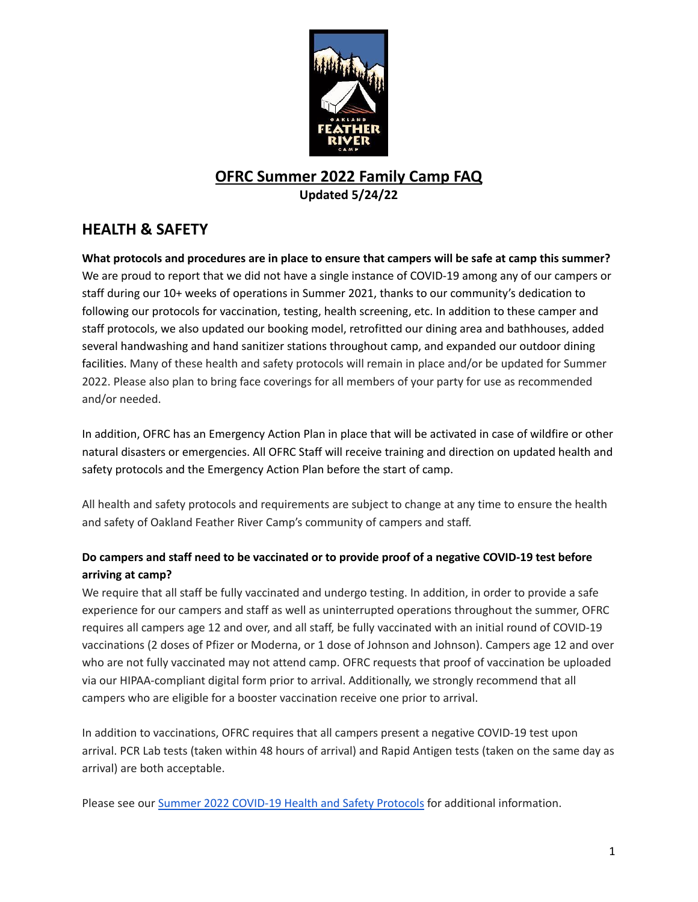# OFRC Summer 2022 Family Camp FAQ

**Updated 5/24/22**

## HEALTH & SAFETY

**What protocols and procedures are in place to ensure that campers will be safe at camp this summer?**

We are proud to report that we did not have a single instance of COVID-19 among any of our campers or staff during our 10+ weeks of operations in Summer 2021, thanks to our community's dedication to following our protocols for vaccination, testing, health screening, etc. In addition to these camper and staff protocols, we also updated our booking model, retrofitted our dining area and bathhouses, added several handwashing and hand sanitizer stations throughout camp, and expanded our outdoor dining facilities. Many of these health and safety protocols will remain in place and/or be updated for Summer 2022. Please also plan to bring face coverings for all members of your party for use as recommended and/or needed.

In addition, OFRC has an Emergency Action Plan in place that will be activated in case of wildfire or other natural disasters or emergencies. All OFRC Staff will receive training and direction on updated health and safety protocols and the Emergency Action Plan before the start of camp.

All health and safety protocols and requirements are subject to change at any time to ensure the health and safety of Oakland Feather River Camp's community of campers and staff.

**Do campers and staff need to be vaccinated or to provide proof of a negative COVID-19 test before arriving at camp?**

We require that all staff be fully vaccinated and undergo testing. In addition, in order to provide a safe experience for our campers and staff as well as uninterrupted operations throughout the summer, OFRC requires all campers age 12 and over, and all staff, be fully vaccinated with an initial round of COVID-19 vaccinations (2 doses of Pfizer or Moderna, or 1 dose of Johnson and Johnson). Campers age 12 and over who are not fully vaccinated may not attend camp. OFRC requests that proof of vaccination be uploaded via our HIPAA-compliant digital form prior to arrival. Additionally, we strongly recommend that all campers who are eligible for a booster vaccination receive one prior to arrival.

In addition to vaccinations, OFRC requires that all campers present a negative COVID-19 test upon arrival. PCR Lab tests (taken within 48 hours of arrival) and Rapid Antigen tests (taken on the same day as arrival) are both acceptable.

Please see our Summer 2022 COVID-19 Health and Safety Protocols for additional information.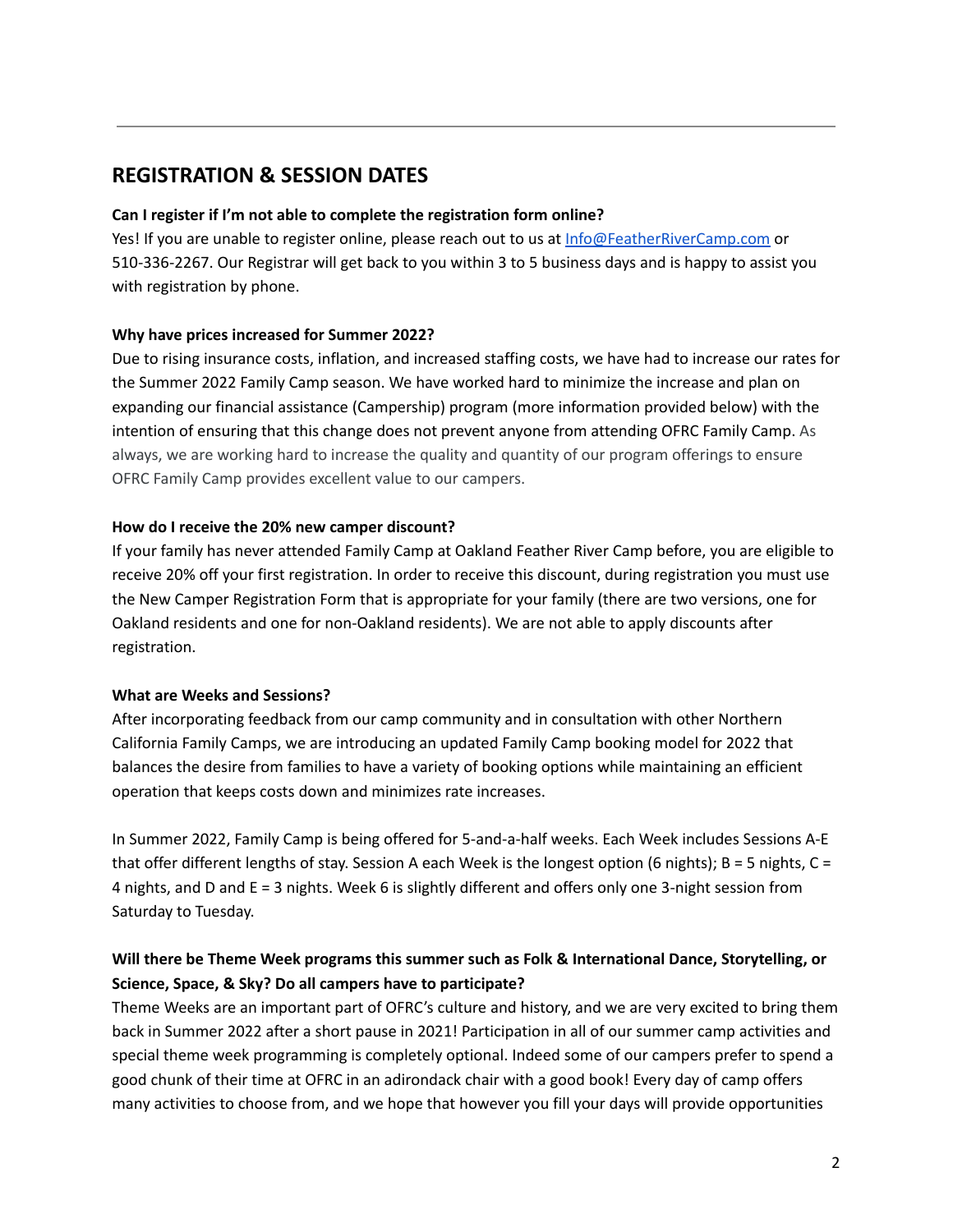## REGISTRATION & SESSION DATES

**Can I register if I'm not able to complete the registration form online?**

Yes! If you are unable to register online, please reach out to us at [Info@FeatherRiverCamp.com](mailto:Info@FeatherRiverCamp.com) or 510-336-2267. Our Registrar will get back to you within 3 to 5 business days and is happy to assist you with registration by phone.

**Why have prices increased for Summer 2022?**

Due to rising insurance costs, inflation, and increased staffing costs, we have had to increase our rates for the Summer 2022 Family Camp season. We have worked hard to minimize the increase and plan on expanding our financial assistance (Campership) program (more information provided below) with the intention of ensuring that this change does not prevent anyone from attending OFRC Family Camp. As always, we are working hard to increase the quality and quantity of our program offerings to ensure OFRC Family Camp provides excellent value to our campers.

**How do I receive the 20% new camper discount?**

If your family has never attended Family Camp at Oakland Feather River Camp before, you are eligible to receive 20% off your first registration. In order to receive this discount, during registration you must use the New Camper Registration Form that is appropriate for your family (there are two versions, one for Oakland residents and one for non-Oakland residents). We are not able to apply discounts after registration.

**What are Weeks and Sessions?**

After incorporating feedback from our camp community and in consultation with other Northern California Family Camps, we are introducing an updated Family Camp booking model for 2022 that balances the desire from families to have a variety of booking options while maintaining an efficient operation that keeps costs down and minimizes rate increases.

In Summer 2022, Family Camp is being offered for 5-and-a-half weeks. Each Week includes Sessions A-E that offer different lengths of stay. Session A each Week is the longest option (6 nights); B = 5 nights, C = 4 nights, and D and E = 3 nights. Week 6 is slightly different and offers only one 3-night session from Saturday to Tuesday.

**Will there be Theme Week programs this summer such as Folk & International Dance, Storytelling, or Science, Space, & Sky? Do all campers have to participate?**

Theme Weeks are an important part of OFRC's culture and history, and we are very excited to bring them back in Summer 2022 after a short pause in 2021! Participation in all of our summer camp activities and special theme week programming is completely optional. Indeed some of our campers prefer to spend a good chunk of their time at OFRC in an adirondack chair with a good book! Every day of camp offers many activities to choose from, and we hope that however you fill your days will provide opportunities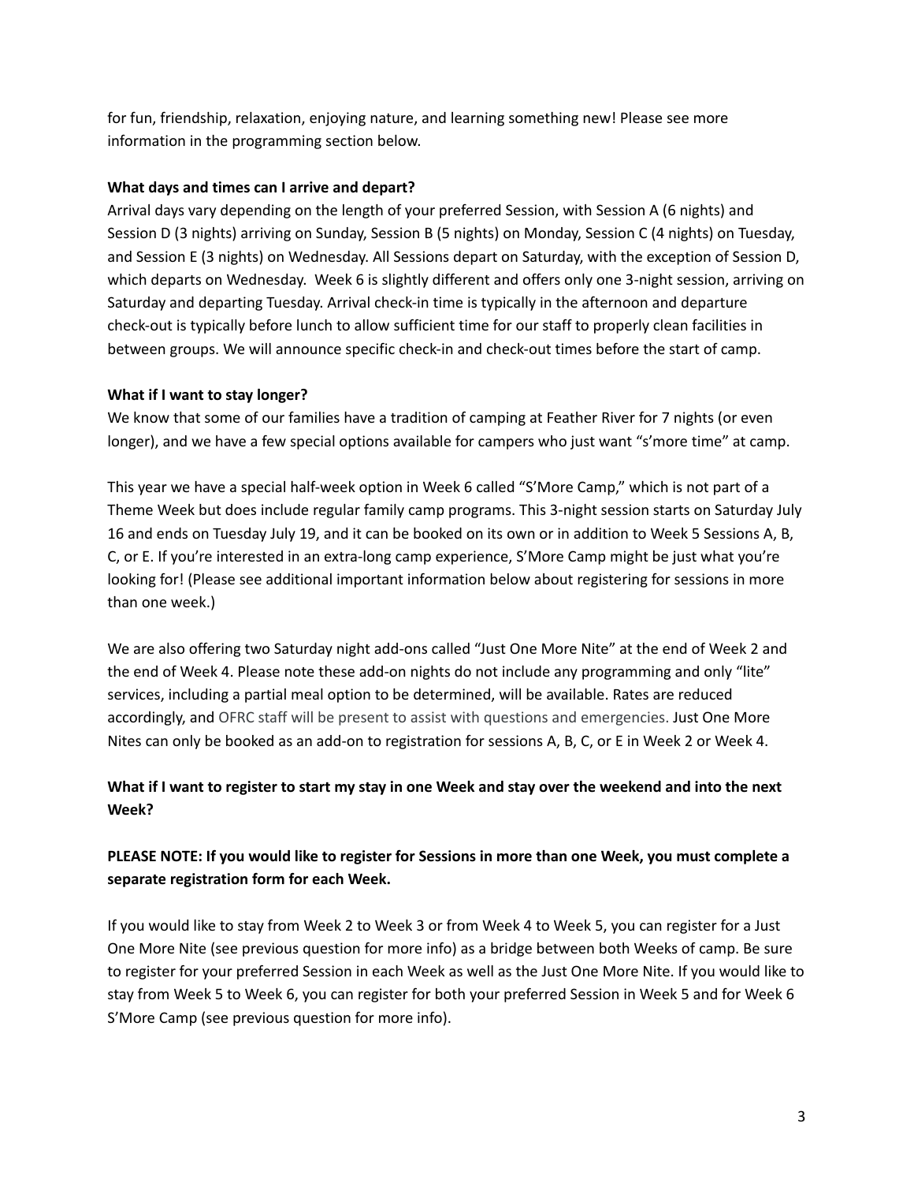for fun, friendship, relaxation, enjoying nature, and learning something new! Please see more information in the programming section below.

**What days and times can I arrive and depart?**

Arrival days vary depending on the length of your preferred Session, with Session A (6 nights) and Session D (3 nights) arriving on Sunday, Session B (5 nights) on Monday, Session C (4 nights) on Tuesday, and Session E (3 nights) on Wednesday. All Sessions depart on Saturday, with the exception of Session D, which departs on Wednesday. Week 6 is slightly different and offers only one 3-night session, arriving on Saturday and departing Tuesday. Arrival check-in time is typically in the afternoon and departure check-out is typically before lunch to allow sufficient time for our staff to properly clean facilities in between groups. We will announce specific check-in and check-out times before the start of camp.

**What if I want to stay longer?**

We know that some of our families have a tradition of camping at Feather River for 7 nights (or even longer), and we have a few special options available for campers who just want "s'more time" at camp.

This year we have a special half-week option in Week 6 called "S'More Camp," which is not part of a Theme Week but does include regular family camp programs. This 3-night session starts on Saturday July 16 and ends on Tuesday July 19, and it can be booked on its own or in addition to Week 5 Sessions A, B, C, or E. If you're interested in an extra-long camp experience, S'More Camp might be just what you're looking for! (Please see additional important information below about registering for sessions in more than one week.)

We are also offering two Saturday night add-ons called "Just One More Nite" at the end of Week 2 and the end of Week 4. Please note these add-on nights do not include any programming and only "lite" services, including a partial meal option to be determined, will be available. Rates are reduced accordingly, and OFRC staff will be present to assist with questions and emergencies. Just One More Nites can only be booked as an add-on to registration for sessions A, B, C, or E in Week 2 or Week 4.

**What if I want to register to start my stay in one Week and stay over the weekend and into the next Week?**

**PLEASE NOTE: If you would like to register for Sessions in more than one Week, you must complete a separate registration form for each Week.**

If you would like to stay from Week 2 to Week 3 or from Week 4 to Week 5, you can register for a Just One More Nite (see previous question for more info) as a bridge between both Weeks of camp. Be sure to register for your preferred Session in each Week as well as the Just One More Nite. If you would like to stay from Week 5 to Week 6, you can register for both your preferred Session in Week 5 and for Week 6 S'More Camp (see previous question for more info).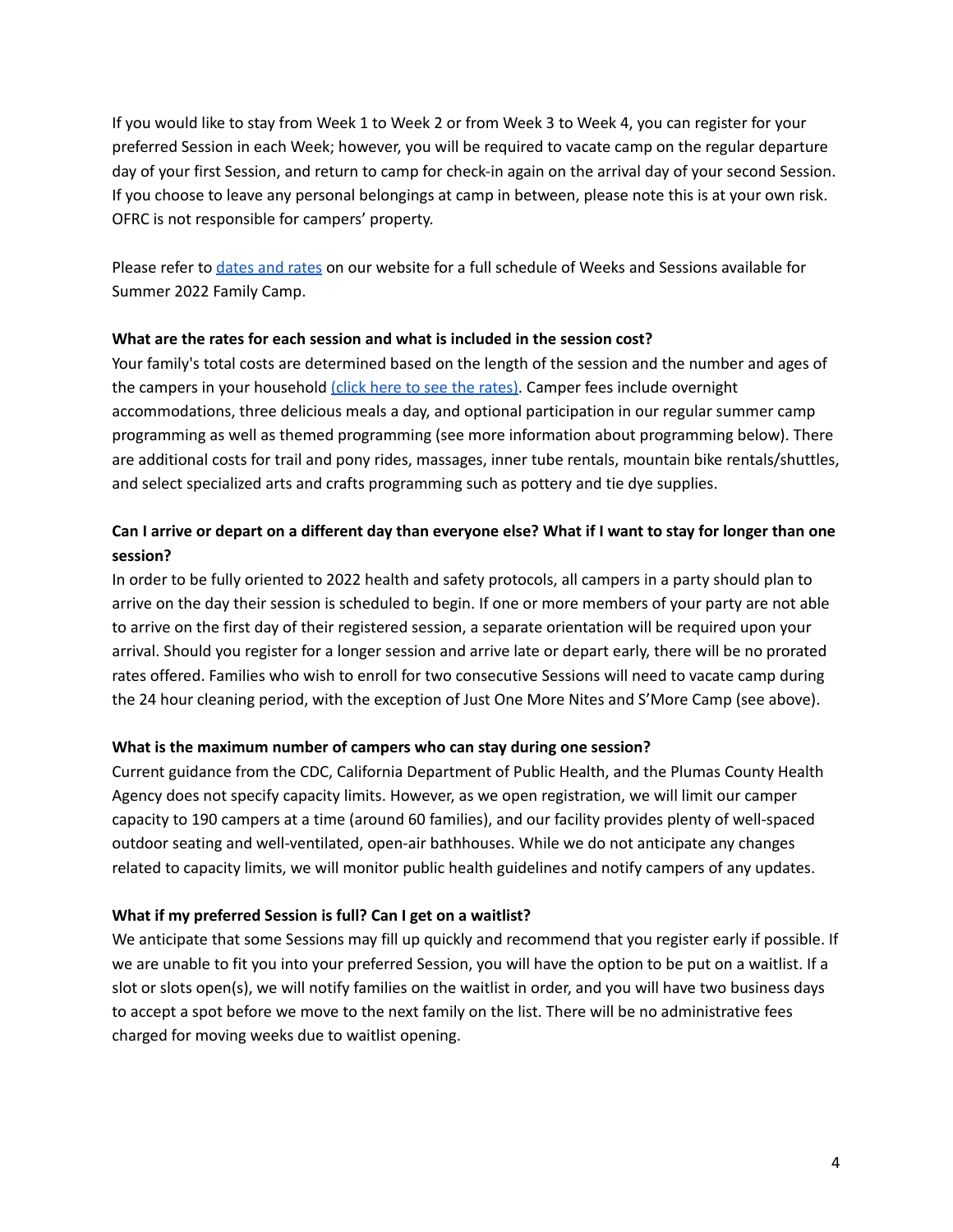If you would like to stay from Week 1 to Week 2 or from Week 3 to Week 4, you can register for your preferred Session in each Week; however, you will be required to vacate camp on the regular departure day of your first Session, and return to camp for check-in again on the arrival day of your second Session. If you choose to leave any personal belongings at camp in between, please note this is at your own risk. OFRC is not responsible for campers' property.

Please refer to [dates and rates] on our website for a full schedule of Weeks and Sessions available for Summer 2022 Family Camp.

**What are the rates for each session and what is included in the session cost?**

Your family's total costs are determined based on the length of the session and the number and ages of the campers in your household [(click here to see the rates)]. Camper fees include overnight accommodations, three delicious meals a day, and optional participation in our regular summer camp programming as well as themed programming (see more information about programming below). There are additional costs for trail and pony rides, massages, inner tube rentals, mountain bike rentals/shuttles, and select specialized arts and crafts programming such as pottery and tie dye supplies.

**Can I arrive or depart on a different day than everyone else? What if I want to stay for longer than one session?**

In order to be fully oriented to 2022 health and safety protocols, all campers in a party should plan to arrive on the day their session is scheduled to begin. If one or more members of your party are not able to arrive on the first day of their registered session, a separate orientation will be required upon your arrival. Should you register for a longer session and arrive late or depart early, there will be no prorated rates offered. Families who wish to enroll for two consecutive Sessions will need to vacate camp during the 24 hour cleaning period, with the exception of Just One More Nites and S'More Camp (see above).

**What is the maximum number of campers who can stay during one session?**

Current guidance from the CDC, California Department of Public Health, and the Plumas County Health Agency does not specify capacity limits. However, as we open registration, we will limit our camper capacity to 190 campers at a time (around 60 families), and our facility provides plenty of well-spaced outdoor seating and well-ventilated, open-air bathhouses. While we do not anticipate any changes related to capacity limits, we will monitor public health guidelines and notify campers of any updates.

**What if my preferred Session is full? Can I get on a waitlist?**

We anticipate that some Sessions may fill up quickly and recommend that you register early if possible. If we are unable to fit you into your preferred Session, you will have the option to be put on a waitlist. If a slot or slots open(s), we will notify families on the waitlist in order, and you will have two business days to accept a spot before we move to the next family on the list. There will be no administrative fees charged for moving weeks due to waitlist opening.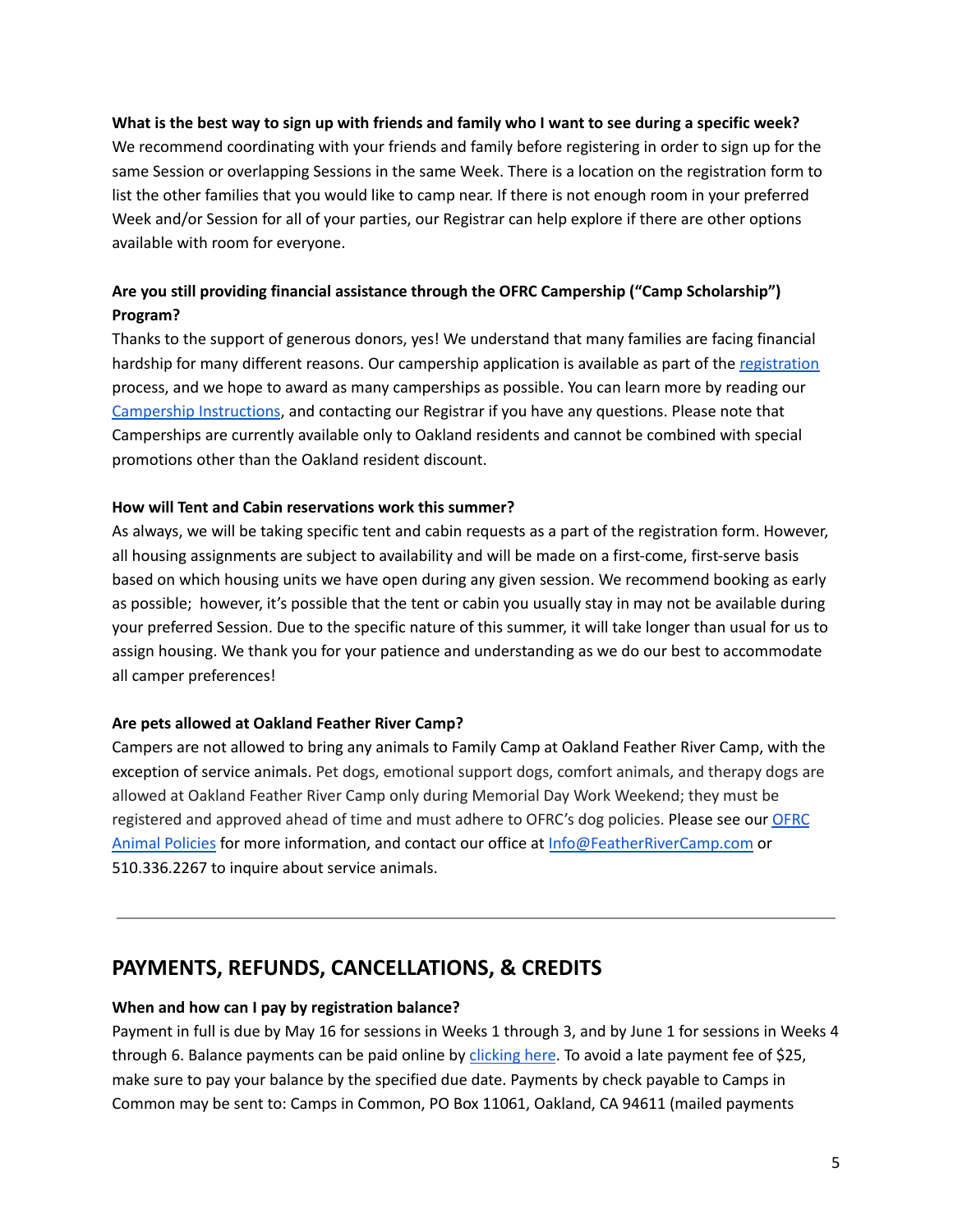**What is the best way to sign up with friends and family who I want to see during a specific week?**

We recommend coordinating with your friends and family before registering in order to sign up for the same Session or overlapping Sessions in the same Week. There is a location on the registration form to list the other families that you would like to camp near. If there is not enough room in your preferred Week and/or Session for all of your parties, our Registrar can help explore if there are other options available with room for everyone.

**Are you still providing financial assistance through the OFRC Campership ("Camp Scholarship") Program?**

Thanks to the support of generous donors, yes! We understand that many families are facing financial hardship for many different reasons. Our campership application is available as part of the registration process, and we hope to award as many camperships as possible. You can learn more by reading our Campership Instructions, and contacting our Registrar if you have any questions. Please note that Camperships are currently available only to Oakland residents and cannot be combined with special promotions other than the Oakland resident discount.

**How will Tent and Cabin reservations work this summer?**

As always, we will be taking specific tent and cabin requests as a part of the registration form. However, all housing assignments are subject to availability and will be made on a first-come, first-serve basis based on which housing units we have open during any given session. We recommend booking as early as possible; however, it's possible that the tent or cabin you usually stay in may not be available during your preferred Session. Due to the specific nature of this summer, it will take longer than usual for us to assign housing. We thank you for your patience and understanding as we do our best to accommodate all camper preferences!

**Are pets allowed at Oakland Feather River Camp?**

Campers are not allowed to bring any animals to Family Camp at Oakland Feather River Camp, with the exception of service animals. Pet dogs, emotional support dogs, comfort animals, and therapy dogs are allowed at Oakland Feather River Camp only during Memorial Day Work Weekend; they must be registered and approved ahead of time and must adhere to OFRC's dog policies. Please see our OFRC Animal Policies for more information, and contact our office at Info@FeatherRiverCamp.com or 510.336.2267 to inquire about service animals.

---

## PAYMENTS, REFUNDS, CANCELLATIONS, & CREDITS

**When and how can I pay by registration balance?**

Payment in full is due by May 16 for sessions in Weeks 1 through 3, and by June 1 for sessions in Weeks 4 through 6. Balance payments can be paid online by clicking here. To avoid a late payment fee of $25, make sure to pay your balance by the specified due date. Payments by check payable to Camps in Common may be sent to: Camps in Common, PO Box 11061, Oakland, CA 94611 (mailed payments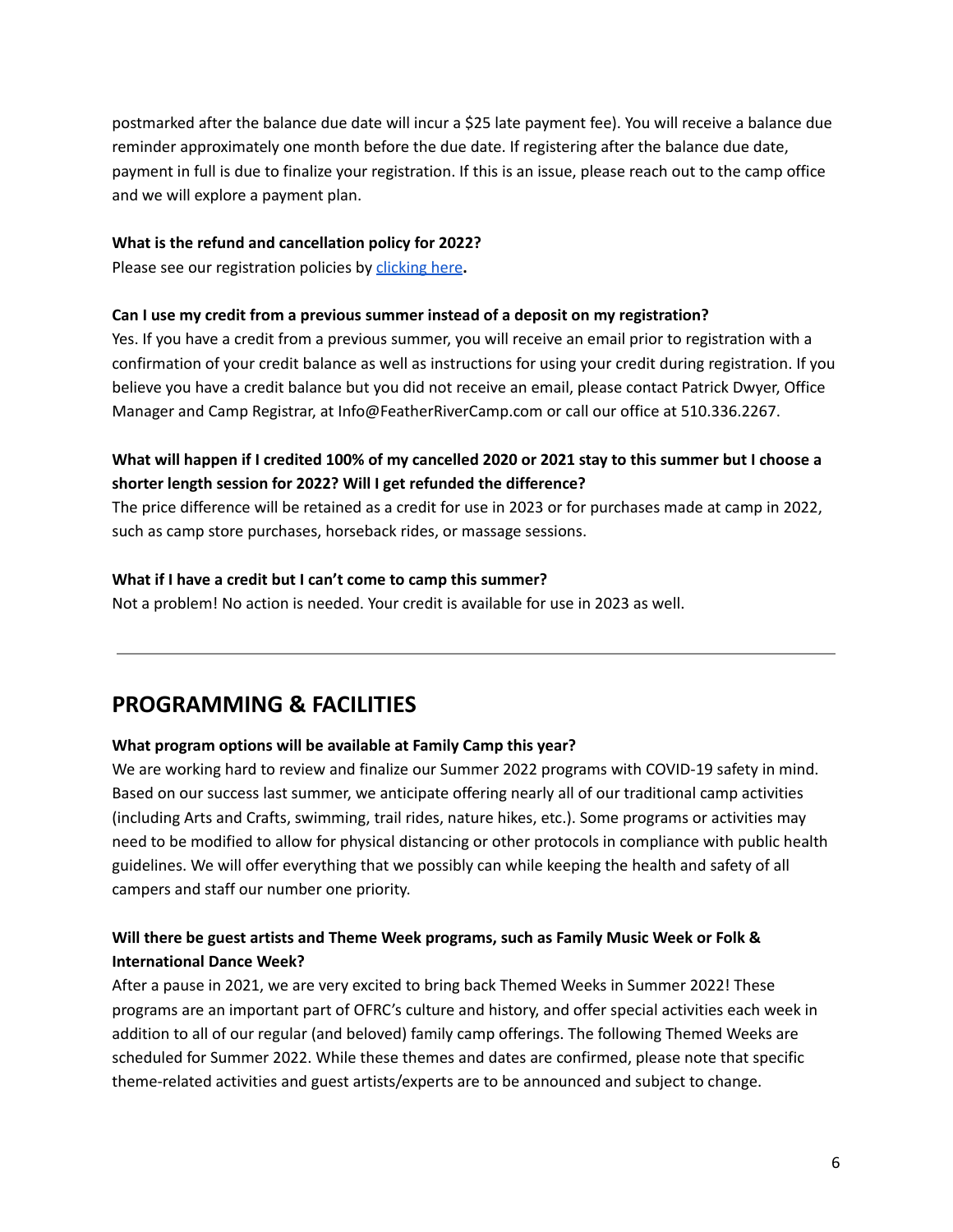postmarked after the balance due date will incur a $25 late payment fee). You will receive a balance due reminder approximately one month before the due date. If registering after the balance due date, payment in full is due to finalize your registration. If this is an issue, please reach out to the camp office and we will explore a payment plan.

**What is the refund and cancellation policy for 2022?**
Please see our registration policies by clicking here**.**

**Can I use my credit from a previous summer instead of a deposit on my registration?**
Yes. If you have a credit from a previous summer, you will receive an email prior to registration with a confirmation of your credit balance as well as instructions for using your credit during registration. If you believe you have a credit balance but you did not receive an email, please contact Patrick Dwyer, Office Manager and Camp Registrar, at Info@FeatherRiverCamp.com or call our office at 510.336.2267.

**What will happen if I credited 100% of my cancelled 2020 or 2021 stay to this summer but I choose a shorter length session for 2022? Will I get refunded the difference?**
The price difference will be retained as a credit for use in 2023 or for purchases made at camp in 2022, such as camp store purchases, horseback rides, or massage sessions.

**What if I have a credit but I can't come to camp this summer?**
Not a problem! No action is needed. Your credit is available for use in 2023 as well.

---

## PROGRAMMING & FACILITIES

**What program options will be available at Family Camp this year?**
We are working hard to review and finalize our Summer 2022 programs with COVID-19 safety in mind. Based on our success last summer, we anticipate offering nearly all of our traditional camp activities (including Arts and Crafts, swimming, trail rides, nature hikes, etc.). Some programs or activities may need to be modified to allow for physical distancing or other protocols in compliance with public health guidelines. We will offer everything that we possibly can while keeping the health and safety of all campers and staff our number one priority.

**Will there be guest artists and Theme Week programs, such as Family Music Week or Folk & International Dance Week?**
After a pause in 2021, we are very excited to bring back Themed Weeks in Summer 2022! These programs are an important part of OFRC's culture and history, and offer special activities each week in addition to all of our regular (and beloved) family camp offerings. The following Themed Weeks are scheduled for Summer 2022. While these themes and dates are confirmed, please note that specific theme-related activities and guest artists/experts are to be announced and subject to change.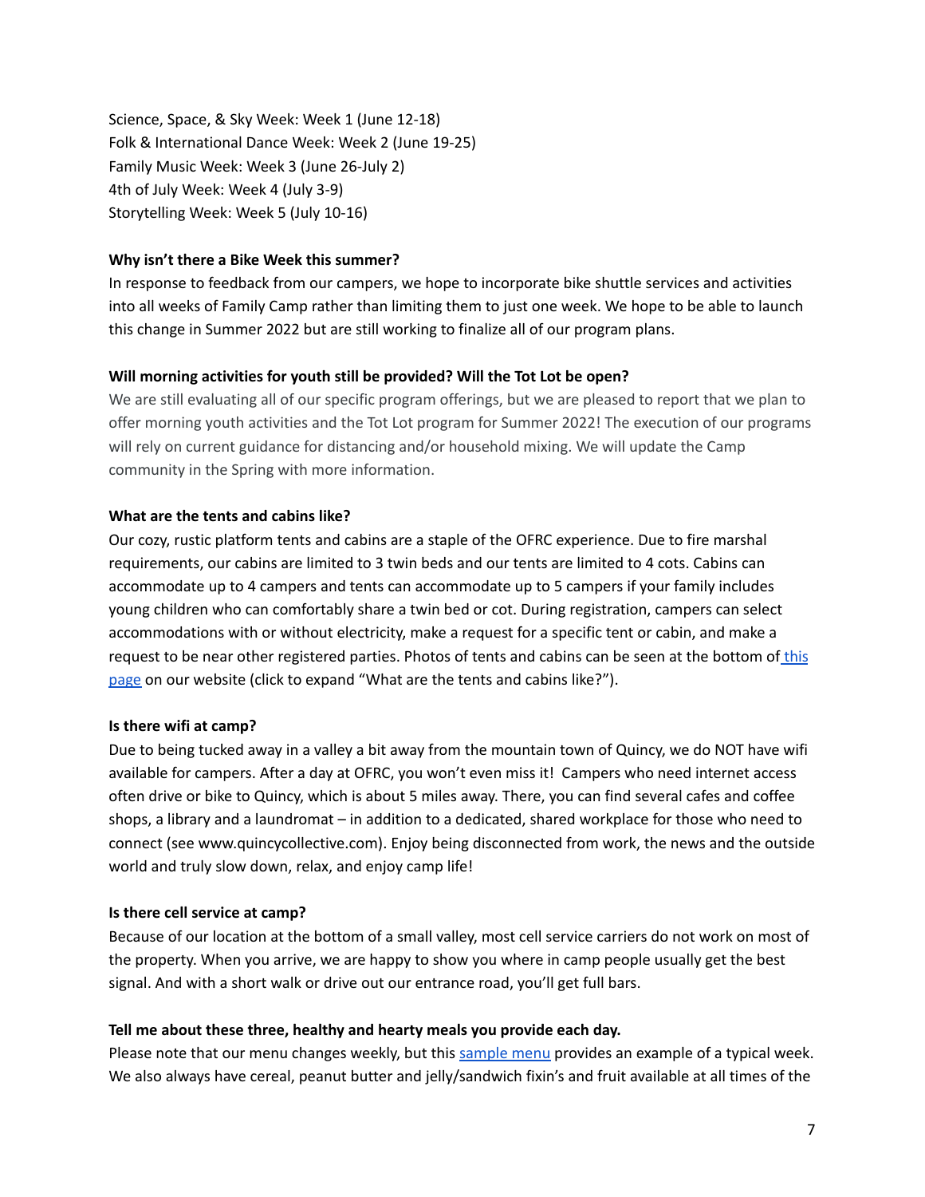Science, Space, & Sky Week: Week 1 (June 12-18)
Folk & International Dance Week: Week 2 (June 19-25)
Family Music Week: Week 3 (June 26-July 2)
4th of July Week: Week 4 (July 3-9)
Storytelling Week: Week 5 (July 10-16)

**Why isn't there a Bike Week this summer?**

In response to feedback from our campers, we hope to incorporate bike shuttle services and activities into all weeks of Family Camp rather than limiting them to just one week. We hope to be able to launch this change in Summer 2022 but are still working to finalize all of our program plans.

**Will morning activities for youth still be provided? Will the Tot Lot be open?**

We are still evaluating all of our specific program offerings, but we are pleased to report that we plan to offer morning youth activities and the Tot Lot program for Summer 2022! The execution of our programs will rely on current guidance for distancing and/or household mixing. We will update the Camp community in the Spring with more information.

**What are the tents and cabins like?**

Our cozy, rustic platform tents and cabins are a staple of the OFRC experience. Due to fire marshal requirements, our cabins are limited to 3 twin beds and our tents are limited to 4 cots. Cabins can accommodate up to 4 campers and tents can accommodate up to 5 campers if your family includes young children who can comfortably share a twin bed or cot. During registration, campers can select accommodations with or without electricity, make a request for a specific tent or cabin, and make a request to be near other registered parties. Photos of tents and cabins can be seen at the bottom of this page on our website (click to expand "What are the tents and cabins like?").

**Is there wifi at camp?**

Due to being tucked away in a valley a bit away from the mountain town of Quincy, we do NOT have wifi available for campers. After a day at OFRC, you won't even miss it! Campers who need internet access often drive or bike to Quincy, which is about 5 miles away. There, you can find several cafes and coffee shops, a library and a laundromat – in addition to a dedicated, shared workplace for those who need to connect (see www.quincycollective.com). Enjoy being disconnected from work, the news and the outside world and truly slow down, relax, and enjoy camp life!

**Is there cell service at camp?**

Because of our location at the bottom of a small valley, most cell service carriers do not work on most of the property. When you arrive, we are happy to show you where in camp people usually get the best signal. And with a short walk or drive out our entrance road, you'll get full bars.

**Tell me about these three, healthy and hearty meals you provide each day.**

Please note that our menu changes weekly, but this sample menu provides an example of a typical week. We also always have cereal, peanut butter and jelly/sandwich fixin's and fruit available at all times of the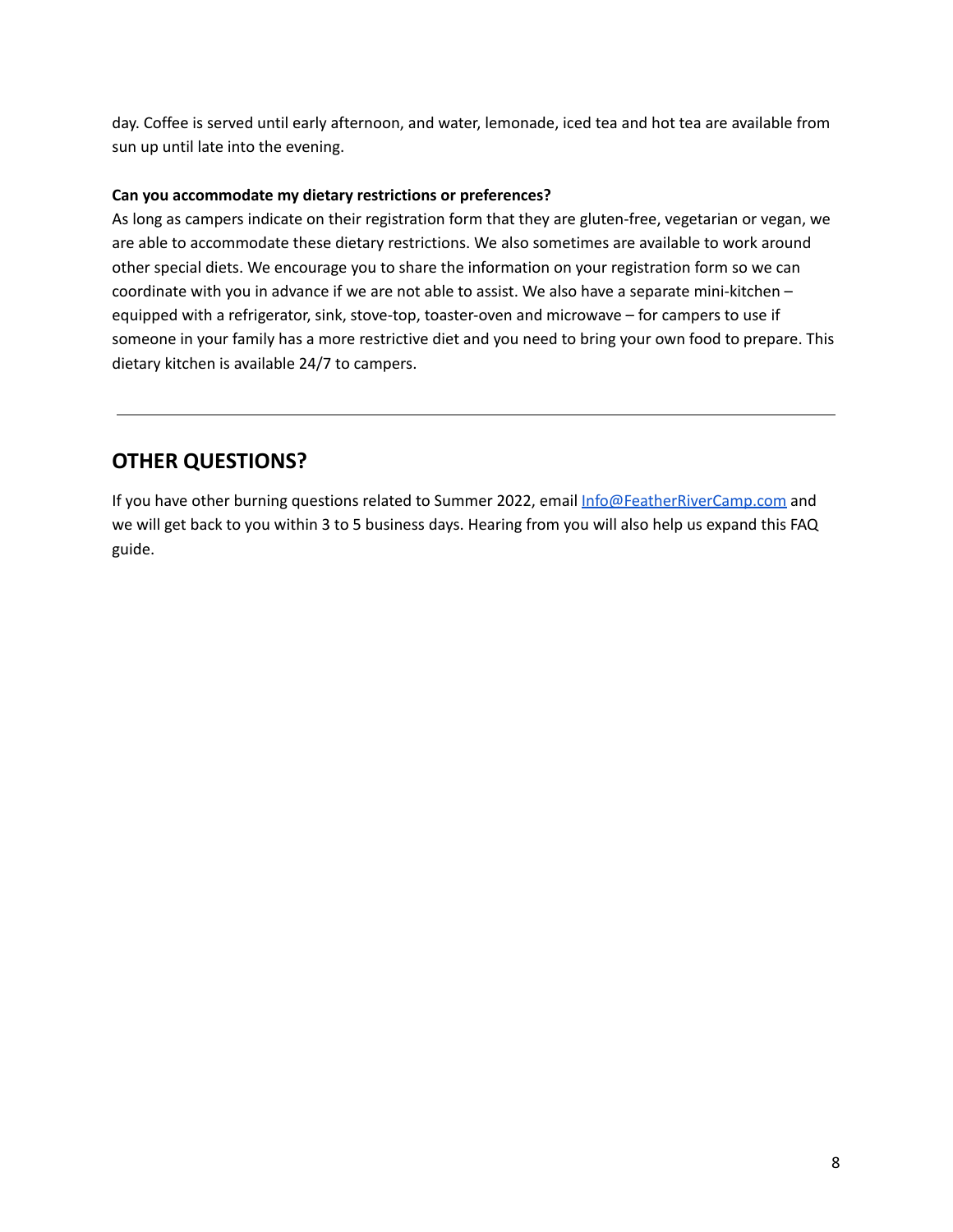day. Coffee is served until early afternoon, and water, lemonade, iced tea and hot tea are available from sun up until late into the evening.

**Can you accommodate my dietary restrictions or preferences?**

As long as campers indicate on their registration form that they are gluten-free, vegetarian or vegan, we are able to accommodate these dietary restrictions. We also sometimes are available to work around other special diets. We encourage you to share the information on your registration form so we can coordinate with you in advance if we are not able to assist. We also have a separate mini-kitchen – equipped with a refrigerator, sink, stove-top, toaster-oven and microwave – for campers to use if someone in your family has a more restrictive diet and you need to bring your own food to prepare. This dietary kitchen is available 24/7 to campers.

---

## OTHER QUESTIONS?

If you have other burning questions related to Summer 2022, email [Info@FeatherRiverCamp.com](mailto:Info@FeatherRiverCamp.com) and we will get back to you within 3 to 5 business days. Hearing from you will also help us expand this FAQ guide.